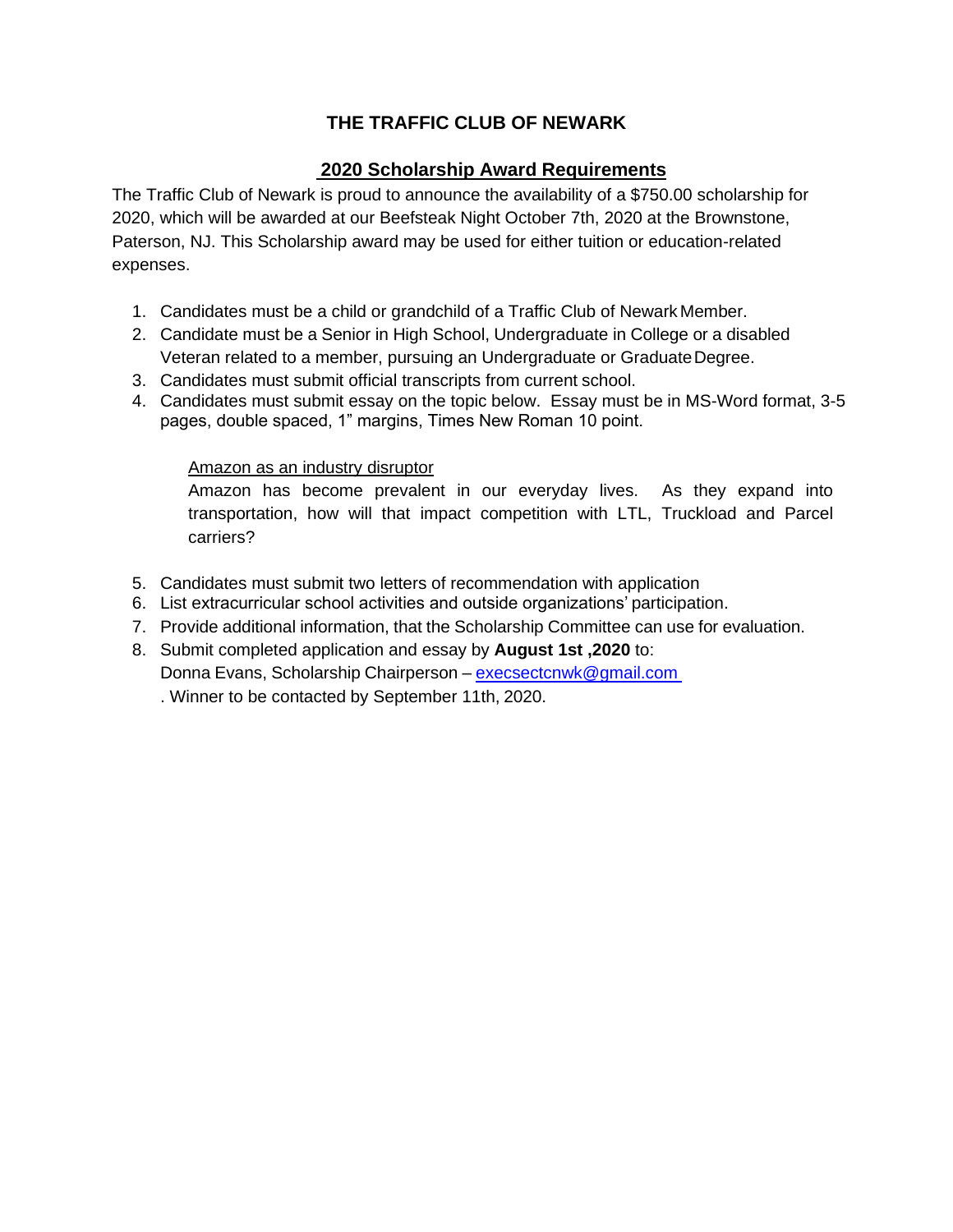# THE TRAFFIC CLUB OF NEWARK

## 2020 Scholarship Award Requirements

The Traffic Club of Newark is proud to announce the availability of a $750.00 scholarship for 2020, which will be awarded at our Beefsteak Night October 7th, 2020 at the Brownstone, Paterson, NJ. This Scholarship award may be used for either tuition or education-related expenses.

1. Candidates must be a child or grandchild of a Traffic Club of Newark Member.
2. Candidate must be a Senior in High School, Undergraduate in College or a disabled Veteran related to a member, pursuing an Undergraduate or Graduate Degree.
3. Candidates must submit official transcripts from current school.
4. Candidates must submit essay on the topic below. Essay must be in MS-Word format, 3-5 pages, double spaced, 1" margins, Times New Roman 10 point.

   Amazon as an industry disruptor

   Amazon has become prevalent in our everyday lives. As they expand into transportation, how will that impact competition with LTL, Truckload and Parcel carriers?

5. Candidates must submit two letters of recommendation with application
6. List extracurricular school activities and outside organizations' participation.
7. Provide additional information, that the Scholarship Committee can use for evaluation.
8. Submit completed application and essay by **August 1st ,2020** to:
   Donna Evans, Scholarship Chairperson – execsectcnwk@gmail.com
   . Winner to be contacted by September 11th, 2020.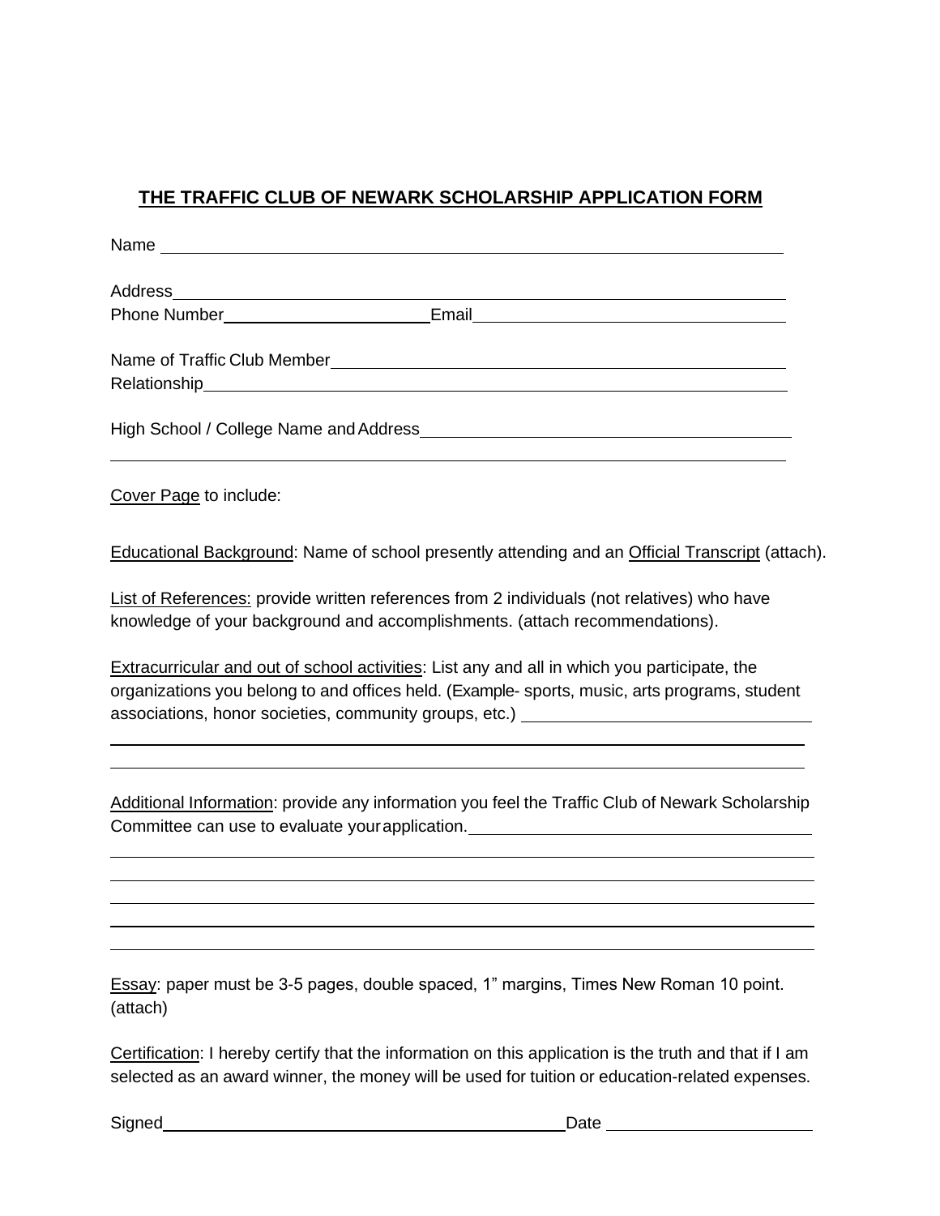## THE TRAFFIC CLUB OF NEWARK SCHOLARSHIP APPLICATION FORM

Name ______________________________________________________________

Address ____________________________________________________________

Phone Number ____________________ Email ______________________________

Name of Traffic Club Member ____________________________________________

Relationship _______________________________________________________

High School / College Name and Address ____________________________________

_________________________________________________________________

Cover Page to include:

Educational Background: Name of school presently attending and an Official Transcript (attach).

List of References: provide written references from 2 individuals (not relatives) who have knowledge of your background and accomplishments. (attach recommendations).

Extracurricular and out of school activities: List any and all in which you participate, the organizations you belong to and offices held. (Example- sports, music, arts programs, student associations, honor societies, community groups, etc.) ____________________________

_________________________________________________________________

_________________________________________________________________

Additional Information: provide any information you feel the Traffic Club of Newark Scholarship Committee can use to evaluate your application. ________________________________

_________________________________________________________________

_________________________________________________________________

_________________________________________________________________

_________________________________________________________________

_________________________________________________________________

Essay: paper must be 3-5 pages, double spaced, 1" margins, Times New Roman 10 point. (attach)

Certification: I hereby certify that the information on this application is the truth and that if I am selected as an award winner, the money will be used for tuition or education-related expenses.

Signed ________________________________________ Date ____________________